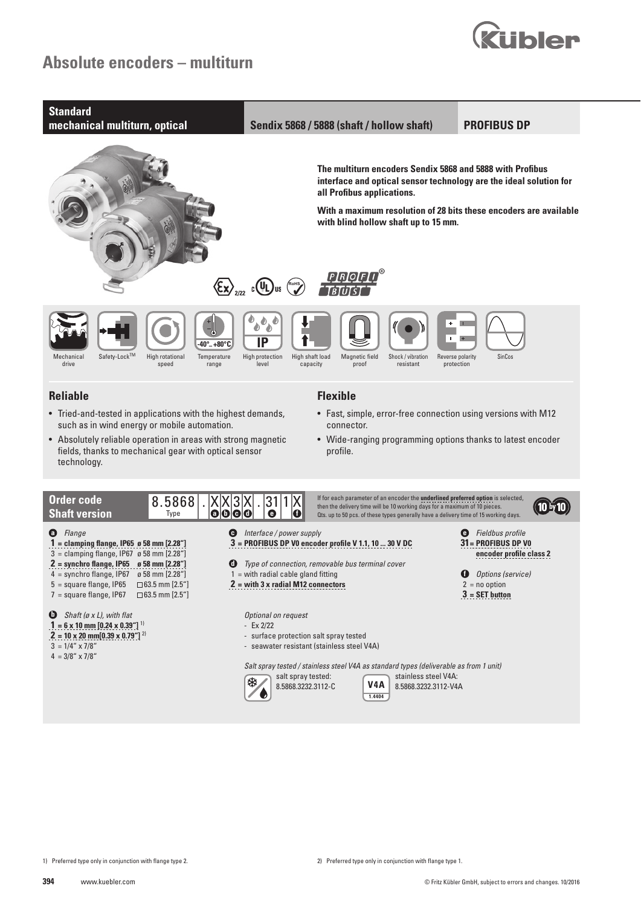# Absolute encoders – multiturn

**Standard mechanical multiturn, optical** | **Sendix 5868 / 5888 (shaft / hollow shaft)** | **PROFIBUS DP**

**The multiturn encoders Sendix 5868 and 5888 with Profibus interface and optical sensor technology are the ideal solution for all Profibus applications.**

**With a maximum resolution of 28 bits these encoders are available with blind hollow shaft up to 15 mm.**

2/22

Mechanical drive | Safety-Lock™ | High rotational speed | Temperature range (-40°... +80°C) | High protection level (IP) | High shaft load capacity | Magnetic field proof | Shock / vibration resistant | Reverse polarity protection | SinCos

## Reliable

- Tried-and-tested in applications with the highest demands, such as in wind energy or mobile automation.
- Absolutely reliable operation in areas with strong magnetic fields, thanks to mechanical gear with optical sensor technology.

## Flexible

- Fast, simple, error-free connection using versions with M12 connector.
- Wide-ranging programming options thanks to latest encoder profile.

## Order code Shaft version

8.5868 . X X 3 X . 31 1 X
(Type) (a b c d) (e) (f)

If for each parameter of an encoder the underlined preferred option is selected, then the delivery time will be 10 working days for a maximum of 10 pieces. Qts. up to 50 pcs. of these types generally have a delivery time of 15 working days.

**a** *Flange*
- **1 = clamping flange, IP65 ø 58 mm [2.28"]**
- 3 = clamping flange, IP67 ø 58 mm [2.28"]
- **2 = synchro flange, IP65 ø 58 mm [2.28"]**
- 4 = synchro flange, IP67 ø 58 mm [2.28"]
- 5 = square flange, IP65 □63.5 mm [2.5"]
- 7 = square flange, IP67 □63.5 mm [2.5"]

**b** *Shaft (ø x L), with flat*
- **1 = 6 x 10 mm [0.24 x 0.39"]** [1]
- **2 = 10 x 20 mm[0.39 x 0.79"]** [2]
- 3 = 1/4" x 7/8"
- 4 = 3/8" x 7/8"

**c** *Interface / power supply*
- **3 = PROFIBUS DP V0 encoder profile V 1.1, 10 ... 30 V DC**

**d** *Type of connection, removable bus terminal cover*
- 1 = with radial cable gland fitting
- **2 = with 3 x radial M12 connectors**

**e** *Fieldbus profile*
- **31 = PROFIBUS DP V0 encoder profile class 2**

**f** *Options (service)*
- 2 = no option
- **3 = SET button**

*Optional on request*
- Ex 2/22
- surface protection salt spray tested
- seawater resistant (stainless steel V4A)

*Salt spray tested / stainless steel V4A as standard types (deliverable as from 1 unit)*

salt spray tested: 8.5868.3232.3112-C

stainless steel V4A: 8.5868.3232.3112-V4A

1) Preferred type only in conjunction with flange type 2.

2) Preferred type only in conjunction with flange type 1.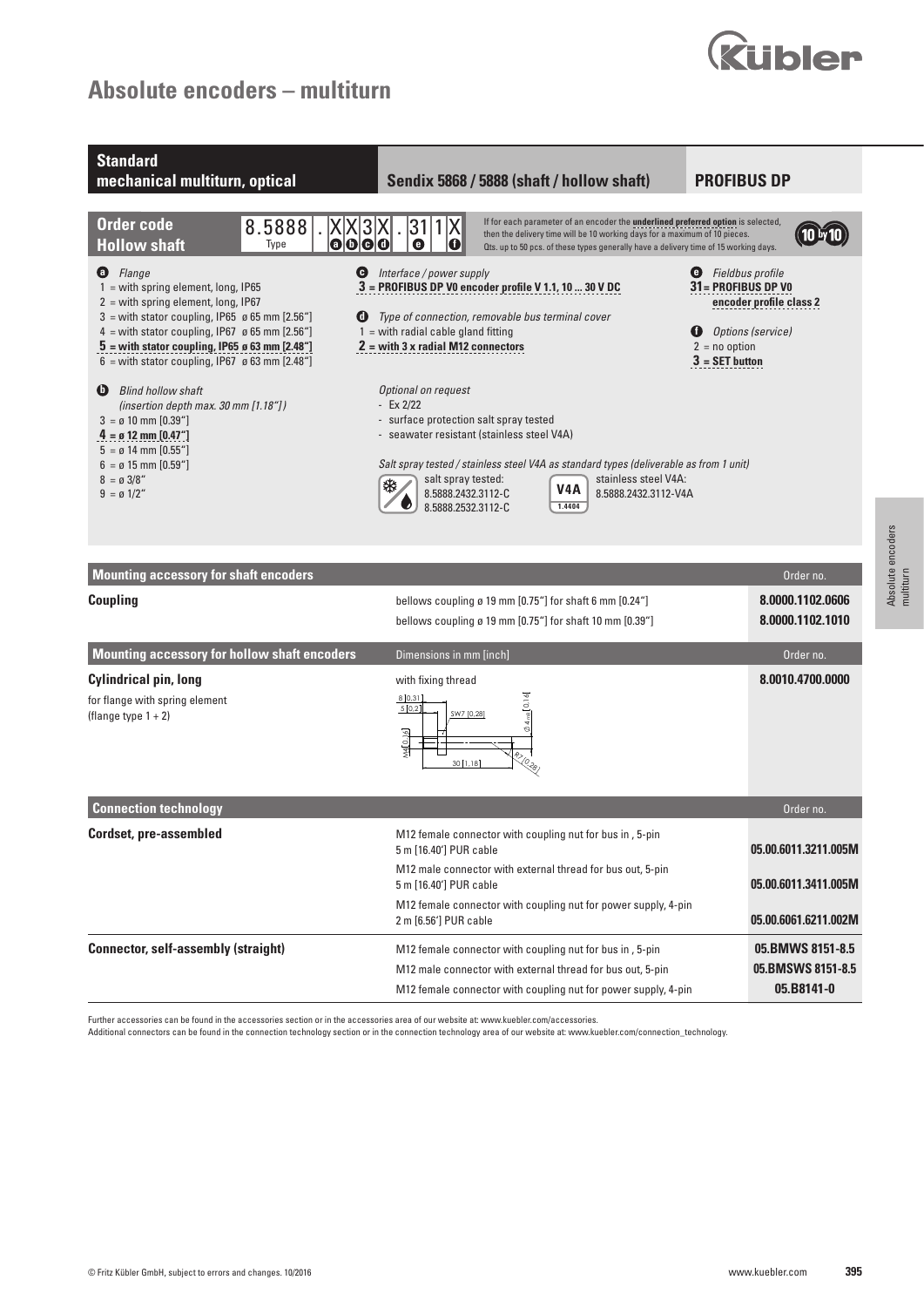# Absolute encoders – multiturn

## Standard mechanical multiturn, optical — Sendix 5868 / 5888 (shaft / hollow shaft) — PROFIBUS DP

### Order code Hollow shaft

**8.5888 . X X 3 X . 31 1 X**
Type — a b c d — e f

If for each parameter of an encoder the **underlined preferred option** is selected, then the delivery time will be 10 working days for a maximum of 10 pieces. Qts. up to 50 pcs. of these types generally have a delivery time of 15 working days.

**a** *Flange*
- 1 = with spring element, long, IP65
- 2 = with spring element, long, IP67
- 3 = with stator coupling, IP65 ø 65 mm [2.56"]
- 4 = with stator coupling, IP67 ø 65 mm [2.56"]
- **5 = with stator coupling, IP65 ø 63 mm [2.48"]**
- 6 = with stator coupling, IP67 ø 63 mm [2.48"]

**b** *Blind hollow shaft (insertion depth max. 30 mm [1.18"])*
- 3 = ø 10 mm [0.39"]
- **4 = ø 12 mm [0.47"]**
- 5 = ø 14 mm [0.55"]
- 6 = ø 15 mm [0.59"]
- 8 = ø 3/8"
- 9 = ø 1/2"

**c** *Interface / power supply*
- **3 = PROFIBUS DP V0 encoder profile V 1.1, 10 ... 30 V DC**

**d** *Type of connection, removable bus terminal cover*
- 1 = with radial cable gland fitting
- **2 = with 3 x radial M12 connectors**

*Optional on request*
- Ex 2/22
- surface protection salt spray tested
- seawater resistant (stainless steel V4A)

*Salt spray tested / stainless steel V4A as standard types (deliverable as from 1 unit)*

salt spray tested:
8.5888.2432.3112-C
8.5888.2532.3112-C

stainless steel V4A:
8.5888.2432.3112-V4A

**e** *Fieldbus profile*
- **31 = PROFIBUS DP V0 encoder profile class 2**

**f** *Options (service)*
- 2 = no option
- **3 = SET button**

### Mounting accessory for shaft encoders

| | | Order no. |
|---|---|---|
| **Coupling** | bellows coupling ø 19 mm [0.75"] for shaft 6 mm [0.24"] | **8.0000.1102.0606** |
| | bellows coupling ø 19 mm [0.75"] for shaft 10 mm [0.39"] | **8.0000.1102.1010** |

### Mounting accessory for hollow shaft encoders

| | Dimensions in mm [inch] | Order no. |
|---|---|---|
| **Cylindrical pin, long** for flange with spring element (flange type 1 + 2) | with fixing thread | **8.0010.4700.0000** |

### Connection technology

| | | Order no. |
|---|---|---|
| **Cordset, pre-assembled** | M12 female connector with coupling nut for bus in , 5-pin 5 m [16.40'] PUR cable | **05.00.6011.3211.005M** |
| | M12 male connector with external thread for bus out, 5-pin 5 m [16.40'] PUR cable | **05.00.6011.3411.005M** |
| | M12 female connector with coupling nut for power supply, 4-pin 2 m [6.56'] PUR cable | **05.00.6061.6211.002M** |
| **Connector, self-assembly (straight)** | M12 female connector with coupling nut for bus in , 5-pin | **05.BMWS 8151-8.5** |
| | M12 male connector with external thread for bus out, 5-pin | **05.BMSWS 8151-8.5** |
| | M12 female connector with coupling nut for power supply, 4-pin | **05.B8141-0** |

Further accessories can be found in the accessories section or in the accessories area of our website at: www.kuebler.com/accessories.
Additional connectors can be found in the connection technology section or in the connection technology area of our website at: www.kuebler.com/connection_technology.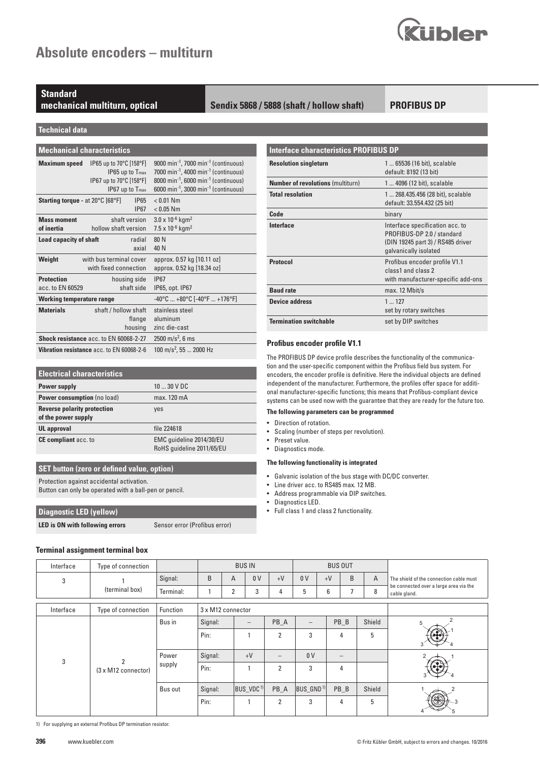# Absolute encoders – multiturn

**Standard mechanical multiturn, optical** | **Sendix 5868 / 5888 (shaft / hollow shaft)** | **PROFIBUS DP**

## Technical data

### Mechanical characteristics

| | | |
|---|---|---|
| **Maximum speed** | IP65 up to 70°C [158°F] | 9000 $min^{-1}$, 7000 $min^{-1}$ (continuous) |
| | IP65 up to $T_{max}$ | 7000 $min^{-1}$, 4000 $min^{-1}$ (continuous) |
| | IP67 up to 70°C [158°F] | 8000 $min^{-1}$, 6000 $min^{-1}$ (continuous) |
| | IP67 up to $T_{max}$ | 6000 $min^{-1}$, 3000 $min^{-1}$ (continuous) |
| **Starting torque** - at 20°C [68°F] | IP65 | < 0.01 Nm |
| | IP67 | < 0.05 Nm |
| **Mass moment of inertia** | shaft version | $3.0 \times 10^{-6}$ kgm$^2$ |
| | hollow shaft version | $7.5 \times 10^{-6}$ kgm$^2$ |
| **Load capacity of shaft** | radial | 80 N |
| | axial | 40 N |
| **Weight** | with bus terminal cover | approx. 0.57 kg [10.11 oz] |
| | with fixed connection | approx. 0.52 kg [18.34 oz] |
| **Protection** acc. to EN 60529 | housing side | IP67 |
| | shaft side | IP65, opt. IP67 |
| **Working temperature range** | | -40°C ... +80°C [-40°F ... +176°F] |
| **Materials** | shaft / hollow shaft | stainless steel |
| | flange | aluminum |
| | housing | zinc die-cast |
| **Shock resistance** acc. to EN 60068-2-27 | | 2500 m/s$^2$, 6 ms |
| **Vibration resistance** acc. to EN 60068-2-6 | | 100 m/s$^2$, 55 ... 2000 Hz |

### Electrical characteristics

| | |
|---|---|
| **Power supply** | 10 ... 30 V DC |
| **Power consumption** (no load) | max. 120 mA |
| **Reverse polarity protection of the power supply** | yes |
| **UL approval** | file 224618 |
| **CE compliant** acc. to | EMC guideline 2014/30/EU<br>RoHS guideline 2011/65/EU |

### SET button (zero or defined value, option)

Protection against accidental activation.
Button can only be operated with a ball-pen or pencil.

### Diagnostic LED (yellow)

| | |
|---|---|
| **LED is ON with following errors** | Sensor error (Profibus error) |

### Interface characteristics PROFIBUS DP

| | |
|---|---|
| **Resolution singleturn** | 1 ... 65536 (16 bit), scalable<br>default: 8192 (13 bit) |
| **Number of revolutions** (multiturn) | 1 ... 4096 (12 bit), scalable |
| **Total resolution** | 1 ... 268.435.456 (28 bit), scalable<br>default: 33.554.432 (25 bit) |
| **Code** | binary |
| **Interface** | Interface specification acc. to PROFIBUS-DP 2.0 / standard (DIN 19245 part 3) / RS485 driver galvanically isolated |
| **Protocol** | Profibus encoder profile V1.1 class1 and class 2 with manufacturer-specific add-ons |
| **Baud rate** | max. 12 Mbit/s |
| **Device address** | 1 ... 127<br>set by rotary switches |
| **Termination switchable** | set by DIP switches |

### Profibus encoder profile V1.1

The PROFIBUS DP device profile describes the functionality of the communication and the user-specific component within the Profibus field bus system. For encoders, the encoder profile is definitive. Here the individual objects are defined independent of the manufacturer. Furthermore, the profiles offer space for additional manufacturer-specific functions; this means that Profibus-compliant device systems can be used now with the guarantee that they are ready for the future too.

**The following parameters can be programmed**

- Direction of rotation.
- Scaling (number of steps per revolution).
- Preset value.
- Diagnostics mode.

**The following functionality is integrated**

- Galvanic isolation of the bus stage with DC/DC converter.
- Line driver acc. to RS485 max. 12 MB.
- Address programmable via DIP switches.
- Diagnostics LED.
- Full class 1 and class 2 functionality.

### Terminal assignment terminal box

| Interface | Type of connection | | BUS IN | | | | BUS OUT | | | | |
|---|---|---|---|---|---|---|---|---|---|---|---|
| 3 | 1 (terminal box) | Signal: | B | A | 0 V | +V | 0 V | +V | B | A | The shield of the connection cable must be connected over a large area via the cable gland. |
| | | Terminal: | 1 | 2 | 3 | 4 | 5 | 6 | 7 | 8 | |

| Interface | Type of connection | Function | 3 x M12 connector | | | | | |
|---|---|---|---|---|---|---|---|---|
| 3 | 2 (3 x M12 connector) | Bus in | Signal: | – | PB_A | – | PB_B | Shield |
| | | | Pin: | 1 | 2 | 3 | 4 | 5 |
| | | Power supply | Signal: | +V | – | 0 V | – | |
| | | | Pin: | 1 | 2 | 3 | 4 | |
| | | Bus out | Signal: | BUS_VDC [1] | PB_A | BUS_GND [1] | PB_B | Shield |
| | | | Pin: | 1 | 2 | 3 | 4 | 5 |

1) For supplying an external Profibus DP termination resistor.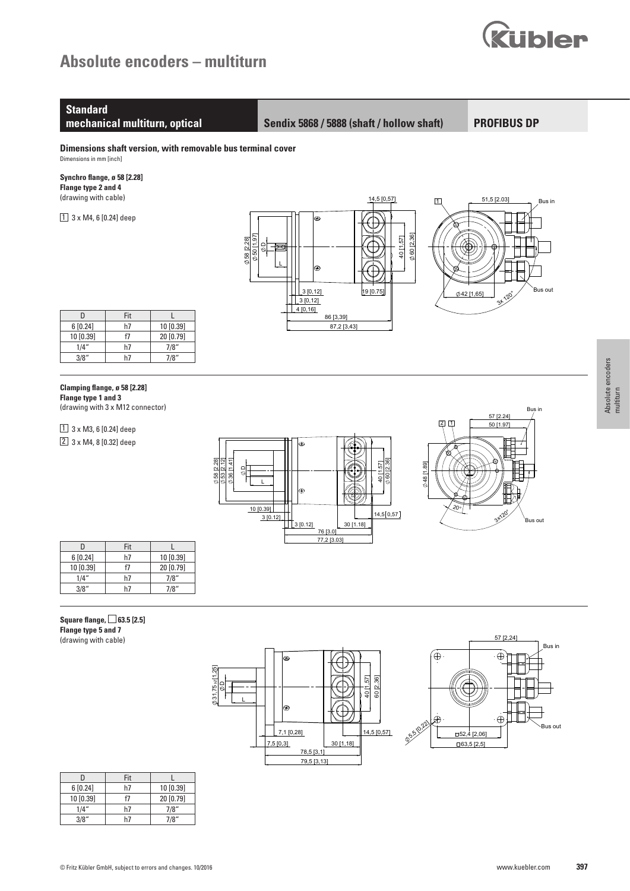# Absolute encoders – multiturn

**Standard mechanical multiturn, optical** | **Sendix 5868 / 5888 (shaft / hollow shaft)** | **PROFIBUS DP**

## Dimensions shaft version, with removable bus terminal cover

Dimensions in mm [inch]

### Synchro flange, ø 58 [2.28]

**Flange type 2 and 4**

(drawing with cable)

1 3 x M4, 6 [0.24] deep

| D | Fit | L |
|---|---|---|
| 6 [0.24] | h7 | 10 [0.39] |
| 10 [0.39] | f7 | 20 [0.79] |
| 1/4" | h7 | 7/8" |
| 3/8" | h7 | 7/8" |

### Clamping flange, ø 58 [2.28]

**Flange type 1 and 3**

(drawing with 3 x M12 connector)

1 3 x M3, 6 [0.24] deep

2 3 x M4, 8 [0.32] deep

| D | Fit | L |
|---|---|---|
| 6 [0.24] | h7 | 10 [0.39] |
| 10 [0.39] | f7 | 20 [0.79] |
| 1/4" | h7 | 7/8" |
| 3/8" | h7 | 7/8" |

### Square flange, □ 63.5 [2.5]

**Flange type 5 and 7**

(drawing with cable)

| D | Fit | L |
|---|---|---|
| 6 [0.24] | h7 | 10 [0.39] |
| 10 [0.39] | f7 | 20 [0.79] |
| 1/4" | h7 | 7/8" |
| 3/8" | h7 | 7/8" |

© Fritz Kübler GmbH, subject to errors and changes. 10/2016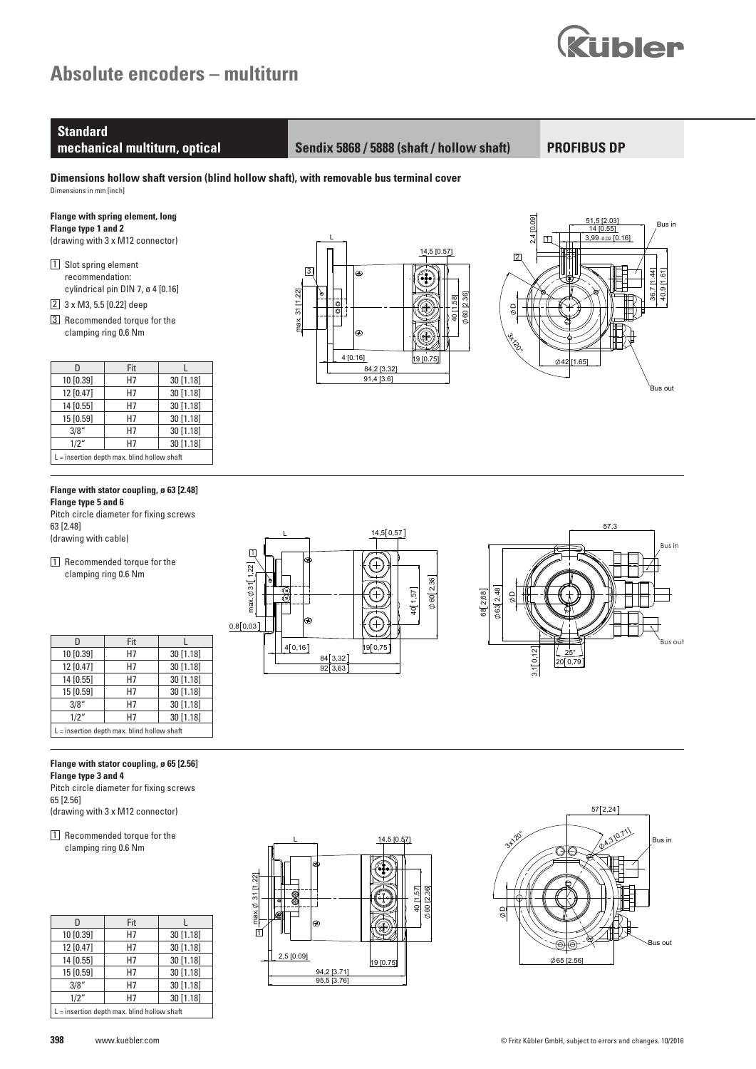# Absolute encoders – multiturn

**Standard mechanical multiturn, optical** | **Sendix 5868 / 5888 (shaft / hollow shaft)** | **PROFIBUS DP**

## Dimensions hollow shaft version (blind hollow shaft), with removable bus terminal cover

Dimensions in mm [inch]

### Flange with spring element, long

**Flange type 1 and 2**

(drawing with 3 x M12 connector)

1. Slot spring element recommendation: cylindrical pin DIN 7, ø 4 [0.16]
2. 3 x M3, 5.5 [0.22] deep
3. Recommended torque for the clamping ring 0.6 Nm

| D | Fit | L |
|---|---|---|
| 10 [0.39] | H7 | 30 [1.18] |
| 12 [0.47] | H7 | 30 [1.18] |
| 14 [0.55] | H7 | 30 [1.18] |
| 15 [0.59] | H7 | 30 [1.18] |
| 3/8" | H7 | 30 [1.18] |
| 1/2" | H7 | 30 [1.18] |
| L = insertion depth max. blind hollow shaft | | |

L
14,5 [0.57]
max. 31 [1.22]
40 [1.58]
Ø60 [2.36]
4 [0.16]
19 [0.75]
84,2 [3.32]
91,4 [3.6]

2,4 [0.09]
51,5 [2.03]
14 [0.55]
3,99 -0.02 [0.16]
Bus in
36,7 [1.44]
40,9 [1.61]
Ø D
3x120°
Ø42 [1.65]
Bus out

### Flange with stator coupling, ø 63 [2.48]

**Flange type 5 and 6**

Pitch circle diameter for fixing screws 63 [2.48]

(drawing with cable)

1. Recommended torque for the clamping ring 0.6 Nm

| D | Fit | L |
|---|---|---|
| 10 [0.39] | H7 | 30 [1.18] |
| 12 [0.47] | H7 | 30 [1.18] |
| 14 [0.55] | H7 | 30 [1.18] |
| 15 [0.59] | H7 | 30 [1.18] |
| 3/8" | H7 | 30 [1.18] |
| 1/2" | H7 | 30 [1.18] |
| L = insertion depth max. blind hollow shaft | | |

L
14,5 [0,57]
max. Ø 31 [1,22]
40 [1,57]
Ø60 [2,36]
0,8 [0,03]
4 [0,16]
19 [0,75]
84 [3,32]
92 [3,63]

57,3
Bus in
68 [2,68]
Ø63 [2,48]
Ø D
3,1 [0,12]
25°
20 [0,79]
Bus out

### Flange with stator coupling, ø 65 [2.56]

**Flange type 3 and 4**

Pitch circle diameter for fixing screws 65 [2.56]

(drawing with 3 x M12 connector)

1. Recommended torque for the clamping ring 0.6 Nm

| D | Fit | L |
|---|---|---|
| 10 [0.39] | H7 | 30 [1.18] |
| 12 [0.47] | H7 | 30 [1.18] |
| 14 [0.55] | H7 | 30 [1.18] |
| 15 [0.59] | H7 | 30 [1.18] |
| 3/8" | H7 | 30 [1.18] |
| 1/2" | H7 | 30 [1.18] |
| L = insertion depth max. blind hollow shaft | | |

L
14,5 [0.57]
max. Ø 31 [1.22]
40 [1.57]
Ø60 [2.36]
2,5 [0.09]
19 [0.75]
94,2 [3.71]
95,5 [3.76]

57 [2,24]
3x120°
Ø4,3 [0.17]
Bus in
Ø D
Bus out
Ø65 [2.56]

www.kuebler.com

© Fritz Kübler GmbH, subject to errors and changes. 10/2016